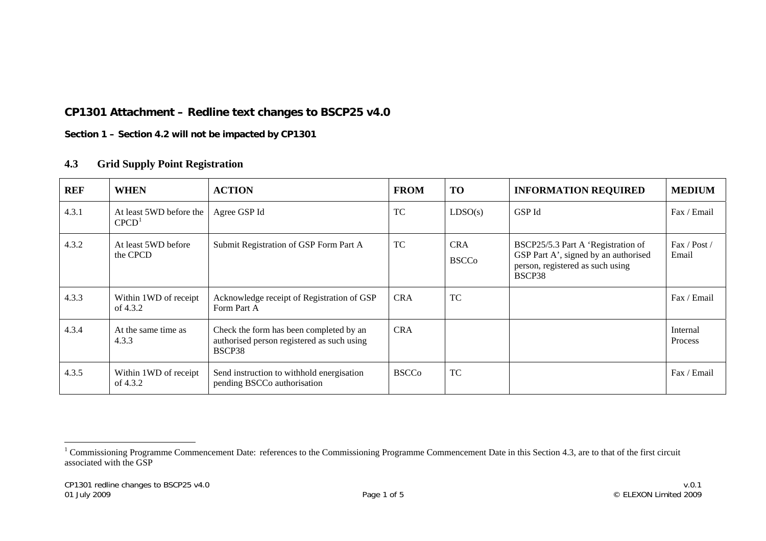## CP1301 Attachment – Redline text changes to BSCP25 v4.0

**Section 1 – Section 4.2 will not be impacted by CP1301**

### 4.3 Grid Supply Point Registration

| REF | WHEN | ACTION | FROM | TO | INFORMATION REQUIRED | MEDIUM |
|---|---|---|---|---|---|---|
| 4.3.1 | At least 5WD before the CPCD[1] | Agree GSP Id | TC | LDSO(s) | GSP Id | Fax / Email |
| 4.3.2 | At least 5WD before the CPCD | Submit Registration of GSP Form Part A | TC | CRA<br>BSCCo | BSCP25/5.3 Part A 'Registration of GSP Part A', signed by an authorised person, registered as such using BSCP38 | Fax / Post / Email |
| 4.3.3 | Within 1WD of receipt of 4.3.2 | Acknowledge receipt of Registration of GSP Form Part A | CRA | TC | | Fax / Email |
| 4.3.4 | At the same time as 4.3.3 | Check the form has been completed by an authorised person registered as such using BSCP38 | CRA | | | Internal Process |
| 4.3.5 | Within 1WD of receipt of 4.3.2 | Send instruction to withhold energisation pending BSCCo authorisation | BSCCo | TC | | Fax / Email |

[1] Commissioning Programme Commencement Date: references to the Commissioning Programme Commencement Date in this Section 4.3, are to that of the first circuit associated with the GSP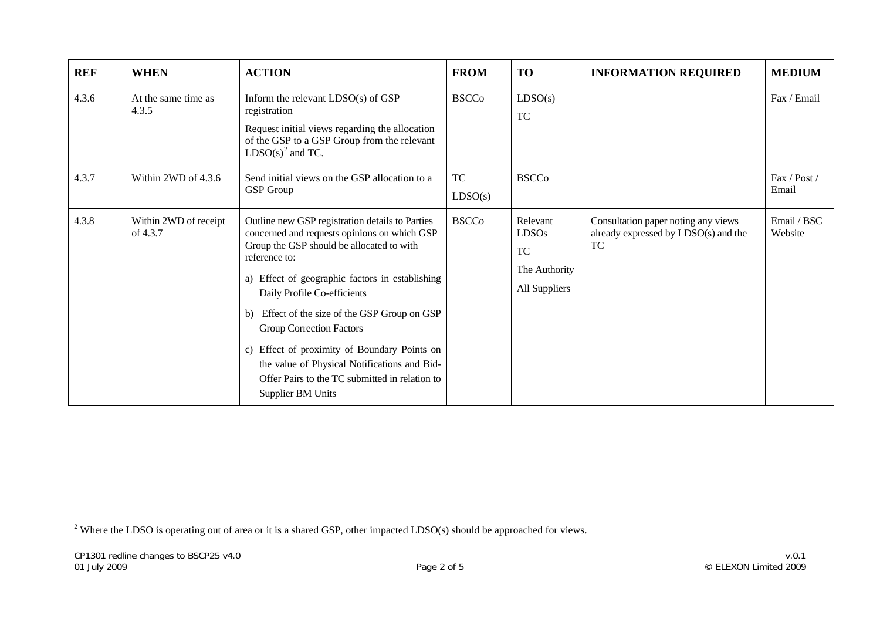| REF | WHEN | ACTION | FROM | TO | INFORMATION REQUIRED | MEDIUM |
|---|---|---|---|---|---|---|
| 4.3.6 | At the same time as 4.3.5 | Inform the relevant LDSO(s) of GSP registration<br><br>Request initial views regarding the allocation of the GSP to a GSP Group from the relevant LDSO(s)[2] and TC. | BSCCo | LDSO(s)<br><br>TC | | Fax / Email |
| 4.3.7 | Within 2WD of 4.3.6 | Send initial views on the GSP allocation to a GSP Group | TC<br><br>LDSO(s) | BSCCo | | Fax / Post / Email |
| 4.3.8 | Within 2WD of receipt of 4.3.7 | Outline new GSP registration details to Parties concerned and requests opinions on which GSP Group the GSP should be allocated to with reference to:<br><br>a) Effect of geographic factors in establishing Daily Profile Co-efficients<br><br>b) Effect of the size of the GSP Group on GSP Group Correction Factors<br><br>c) Effect of proximity of Boundary Points on the value of Physical Notifications and Bid-Offer Pairs to the TC submitted in relation to Supplier BM Units | BSCCo | Relevant LDSOs<br><br>TC<br><br>The Authority<br><br>All Suppliers | Consultation paper noting any views already expressed by LDSO(s) and the TC | Email / BSC Website |

[2] Where the LDSO is operating out of area or it is a shared GSP, other impacted LDSO(s) should be approached for views.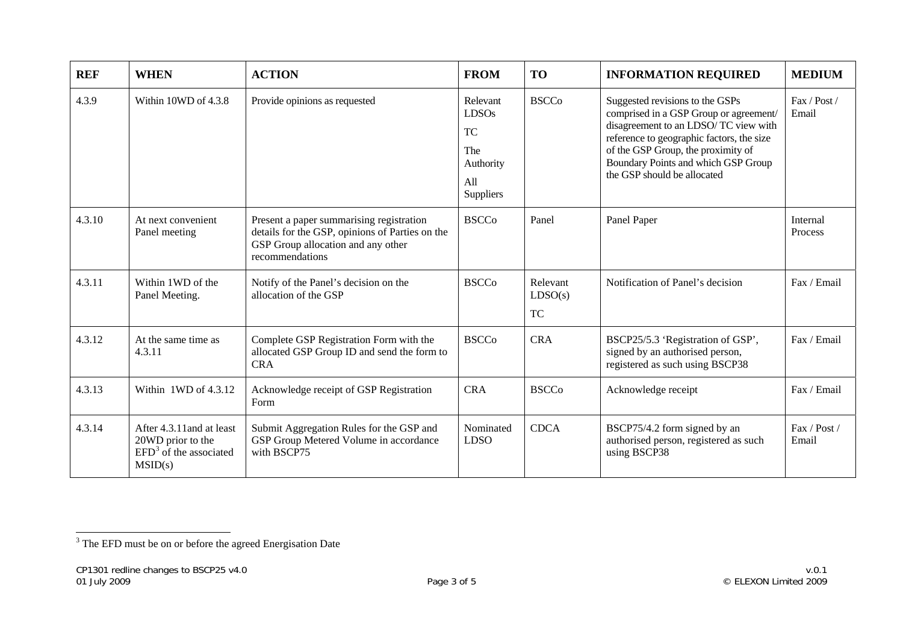| REF | WHEN | ACTION | FROM | TO | INFORMATION REQUIRED | MEDIUM |
|---|---|---|---|---|---|---|
| 4.3.9 | Within 10WD of 4.3.8 | Provide opinions as requested | Relevant LDSOs<br>TC<br>The Authority<br>All Suppliers | BSCCo | Suggested revisions to the GSPs comprised in a GSP Group or agreement/ disagreement to an LDSO/ TC view with reference to geographic factors, the size of the GSP Group, the proximity of Boundary Points and which GSP Group the GSP should be allocated | Fax / Post / Email |
| 4.3.10 | At next convenient Panel meeting | Present a paper summarising registration details for the GSP, opinions of Parties on the GSP Group allocation and any other recommendations | BSCCo | Panel | Panel Paper | Internal Process |
| 4.3.11 | Within 1WD of the Panel Meeting. | Notify of the Panel's decision on the allocation of the GSP | BSCCo | Relevant LDSO(s)<br>TC | Notification of Panel's decision | Fax / Email |
| 4.3.12 | At the same time as 4.3.11 | Complete GSP Registration Form with the allocated GSP Group ID and send the form to CRA | BSCCo | CRA | BSCP25/5.3 'Registration of GSP', signed by an authorised person, registered as such using BSCP38 | Fax / Email |
| 4.3.13 | Within 1WD of 4.3.12 | Acknowledge receipt of GSP Registration Form | CRA | BSCCo | Acknowledge receipt | Fax / Email |
| 4.3.14 | After 4.3.11and at least 20WD prior to the EFD[3] of the associated MSID(s) | Submit Aggregation Rules for the GSP and GSP Group Metered Volume in accordance with BSCP75 | Nominated LDSO | CDCA | BSCP75/4.2 form signed by an authorised person, registered as such using BSCP38 | Fax / Post / Email |

[3] The EFD must be on or before the agreed Energisation Date

CP1301 redline changes to BSCP25 v4.0
01 July 2009

v.0.1
© ELEXON Limited 2009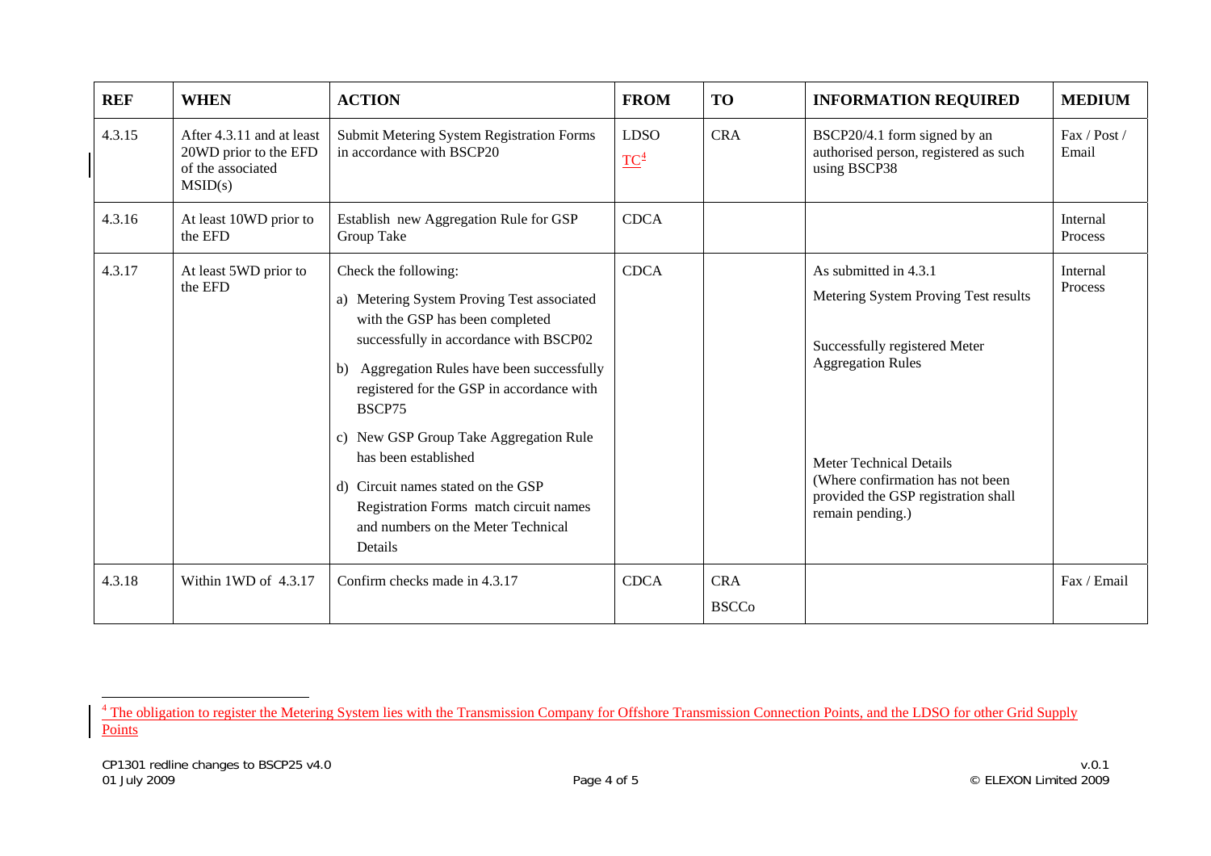| REF | WHEN | ACTION | FROM | TO | INFORMATION REQUIRED | MEDIUM |
|---|---|---|---|---|---|---|
| 4.3.15 | After 4.3.11 and at least 20WD prior to the EFD of the associated MSID(s) | Submit Metering System Registration Forms in accordance with BSCP20 | LDSO<br>TC[4] | CRA | BSCP20/4.1 form signed by an authorised person, registered as such using BSCP38 | Fax / Post / Email |
| 4.3.16 | At least 10WD prior to the EFD | Establish new Aggregation Rule for GSP Group Take | CDCA | | | Internal Process |
| 4.3.17 | At least 5WD prior to the EFD | Check the following:<br>a) Metering System Proving Test associated with the GSP has been completed successfully in accordance with BSCP02<br>b) Aggregation Rules have been successfully registered for the GSP in accordance with BSCP75<br>c) New GSP Group Take Aggregation Rule has been established<br>d) Circuit names stated on the GSP Registration Forms match circuit names and numbers on the Meter Technical Details | CDCA | | As submitted in 4.3.1<br>Metering System Proving Test results<br>Successfully registered Meter Aggregation Rules<br>Meter Technical Details<br>(Where confirmation has not been provided the GSP registration shall remain pending.) | Internal Process |
| 4.3.18 | Within 1WD of 4.3.17 | Confirm checks made in 4.3.17 | CDCA | CRA<br>BSCCo | | Fax / Email |

[4] The obligation to register the Metering System lies with the Transmission Company for Offshore Transmission Connection Points, and the LDSO for other Grid Supply Points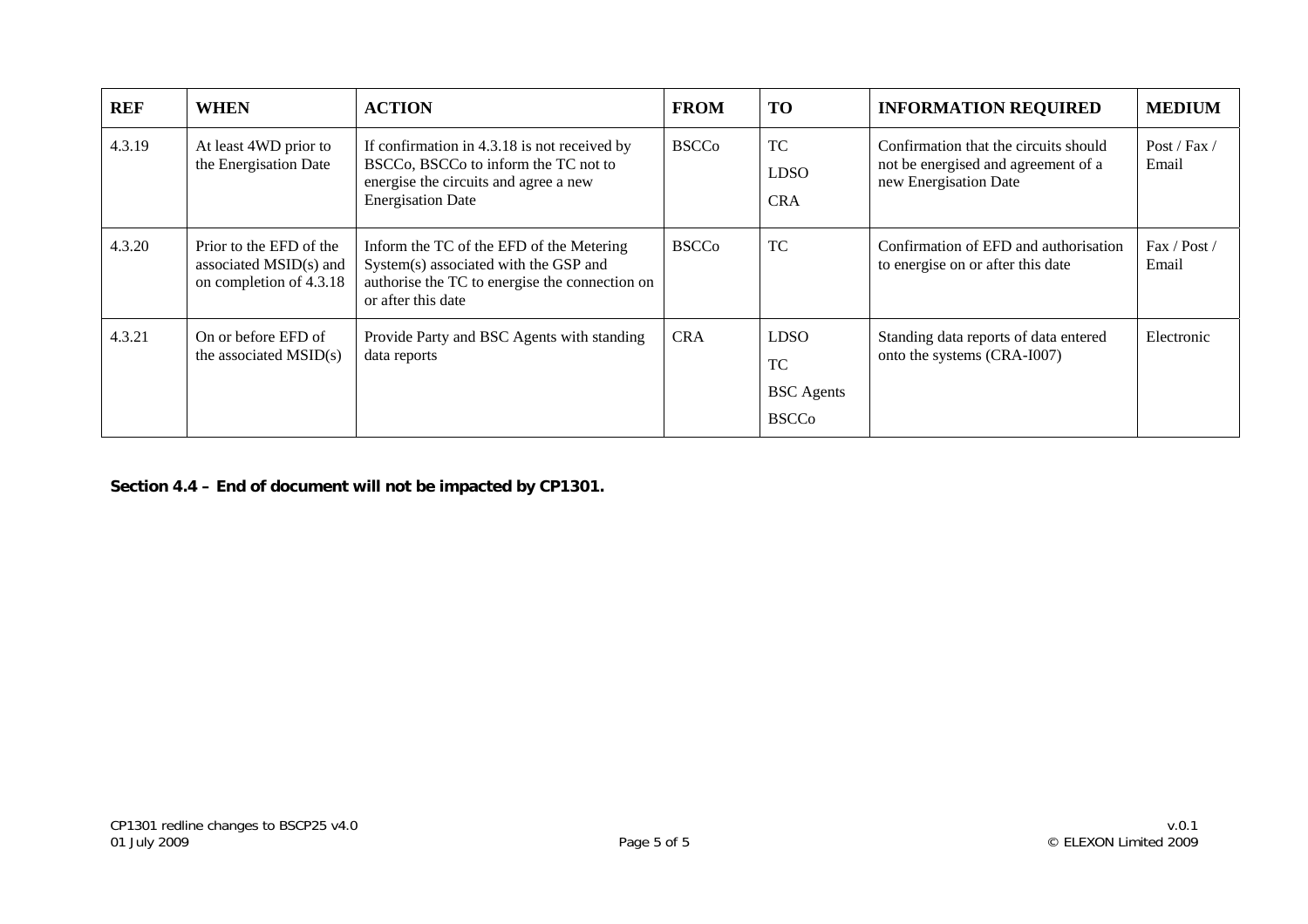| REF | WHEN | ACTION | FROM | TO | INFORMATION REQUIRED | MEDIUM |
| --- | --- | --- | --- | --- | --- | --- |
| 4.3.19 | At least 4WD prior to the Energisation Date | If confirmation in 4.3.18 is not received by BSCCo, BSCCo to inform the TC not to energise the circuits and agree a new Energisation Date | BSCCo | TC<br>LDSO<br>CRA | Confirmation that the circuits should not be energised and agreement of a new Energisation Date | Post / Fax / Email |
| 4.3.20 | Prior to the EFD of the associated MSID(s) and on completion of 4.3.18 | Inform the TC of the EFD of the Metering System(s) associated with the GSP and authorise the TC to energise the connection on or after this date | BSCCo | TC | Confirmation of EFD and authorisation to energise on or after this date | Fax / Post / Email |
| 4.3.21 | On or before EFD of the associated MSID(s) | Provide Party and BSC Agents with standing data reports | CRA | LDSO<br>TC<br>BSC Agents<br>BSCCo | Standing data reports of data entered onto the systems (CRA-I007) | Electronic |

**Section 4.4 – End of document will not be impacted by CP1301.**